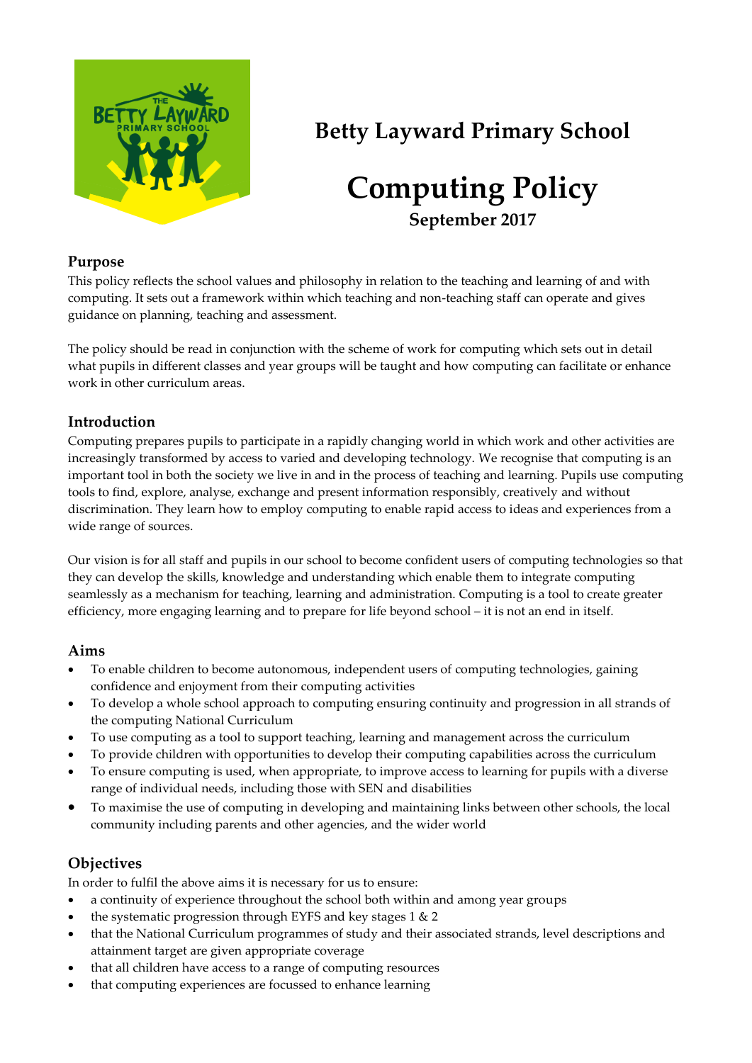# Betty Layward Primary School

# Computing Policy

**September 2017**

## Purpose

This policy reflects the school values and philosophy in relation to the teaching and learning of and with computing. It sets out a framework within which teaching and non-teaching staff can operate and gives guidance on planning, teaching and assessment.

The policy should be read in conjunction with the scheme of work for computing which sets out in detail what pupils in different classes and year groups will be taught and how computing can facilitate or enhance work in other curriculum areas.

## Introduction

Computing prepares pupils to participate in a rapidly changing world in which work and other activities are increasingly transformed by access to varied and developing technology. We recognise that computing is an important tool in both the society we live in and in the process of teaching and learning. Pupils use computing tools to find, explore, analyse, exchange and present information responsibly, creatively and without discrimination. They learn how to employ computing to enable rapid access to ideas and experiences from a wide range of sources.

Our vision is for all staff and pupils in our school to become confident users of computing technologies so that they can develop the skills, knowledge and understanding which enable them to integrate computing seamlessly as a mechanism for teaching, learning and administration. Computing is a tool to create greater efficiency, more engaging learning and to prepare for life beyond school – it is not an end in itself.

## Aims

- To enable children to become autonomous, independent users of computing technologies, gaining confidence and enjoyment from their computing activities
- To develop a whole school approach to computing ensuring continuity and progression in all strands of the computing National Curriculum
- To use computing as a tool to support teaching, learning and management across the curriculum
- To provide children with opportunities to develop their computing capabilities across the curriculum
- To ensure computing is used, when appropriate, to improve access to learning for pupils with a diverse range of individual needs, including those with SEN and disabilities
- To maximise the use of computing in developing and maintaining links between other schools, the local community including parents and other agencies, and the wider world

## Objectives

In order to fulfil the above aims it is necessary for us to ensure:

- a continuity of experience throughout the school both within and among year groups
- the systematic progression through EYFS and key stages 1 & 2
- that the National Curriculum programmes of study and their associated strands, level descriptions and attainment target are given appropriate coverage
- that all children have access to a range of computing resources
- that computing experiences are focussed to enhance learning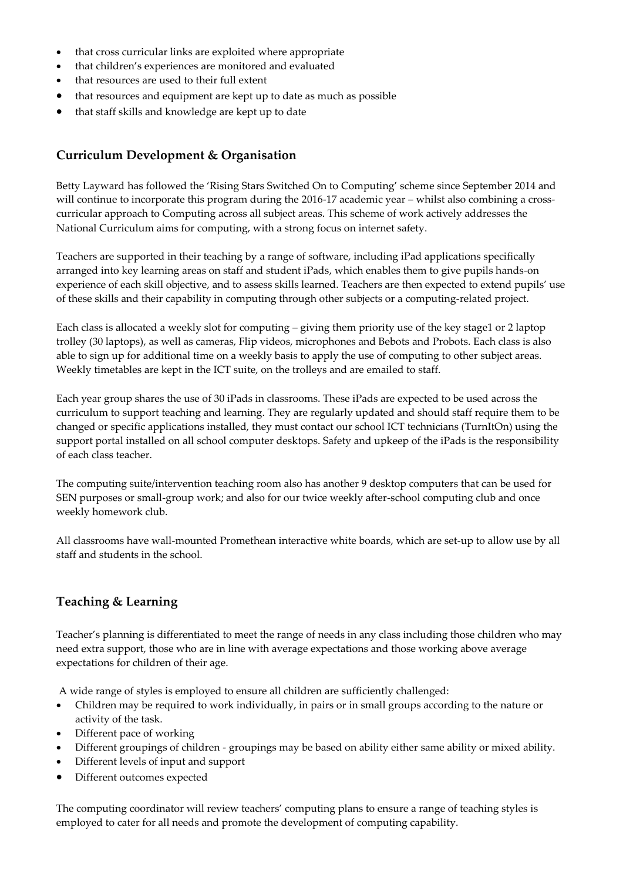- that cross curricular links are exploited where appropriate
- that children's experiences are monitored and evaluated
- that resources are used to their full extent
- that resources and equipment are kept up to date as much as possible
- that staff skills and knowledge are kept up to date

## Curriculum Development & Organisation

Betty Layward has followed the 'Rising Stars Switched On to Computing' scheme since September 2014 and will continue to incorporate this program during the 2016-17 academic year – whilst also combining a cross-curricular approach to Computing across all subject areas. This scheme of work actively addresses the National Curriculum aims for computing, with a strong focus on internet safety.

Teachers are supported in their teaching by a range of software, including iPad applications specifically arranged into key learning areas on staff and student iPads, which enables them to give pupils hands-on experience of each skill objective, and to assess skills learned. Teachers are then expected to extend pupils' use of these skills and their capability in computing through other subjects or a computing-related project.

Each class is allocated a weekly slot for computing – giving them priority use of the key stage1 or 2 laptop trolley (30 laptops), as well as cameras, Flip videos, microphones and Bebots and Probots. Each class is also able to sign up for additional time on a weekly basis to apply the use of computing to other subject areas. Weekly timetables are kept in the ICT suite, on the trolleys and are emailed to staff.

Each year group shares the use of 30 iPads in classrooms. These iPads are expected to be used across the curriculum to support teaching and learning. They are regularly updated and should staff require them to be changed or specific applications installed, they must contact our school ICT technicians (TurnItOn) using the support portal installed on all school computer desktops. Safety and upkeep of the iPads is the responsibility of each class teacher.

The computing suite/intervention teaching room also has another 9 desktop computers that can be used for SEN purposes or small-group work; and also for our twice weekly after-school computing club and once weekly homework club.

All classrooms have wall-mounted Promethean interactive white boards, which are set-up to allow use by all staff and students in the school.

## Teaching & Learning

Teacher's planning is differentiated to meet the range of needs in any class including those children who may need extra support, those who are in line with average expectations and those working above average expectations for children of their age.

A wide range of styles is employed to ensure all children are sufficiently challenged:

- Children may be required to work individually, in pairs or in small groups according to the nature or activity of the task.
- Different pace of working
- Different groupings of children - groupings may be based on ability either same ability or mixed ability.
- Different levels of input and support
- Different outcomes expected

The computing coordinator will review teachers' computing plans to ensure a range of teaching styles is employed to cater for all needs and promote the development of computing capability.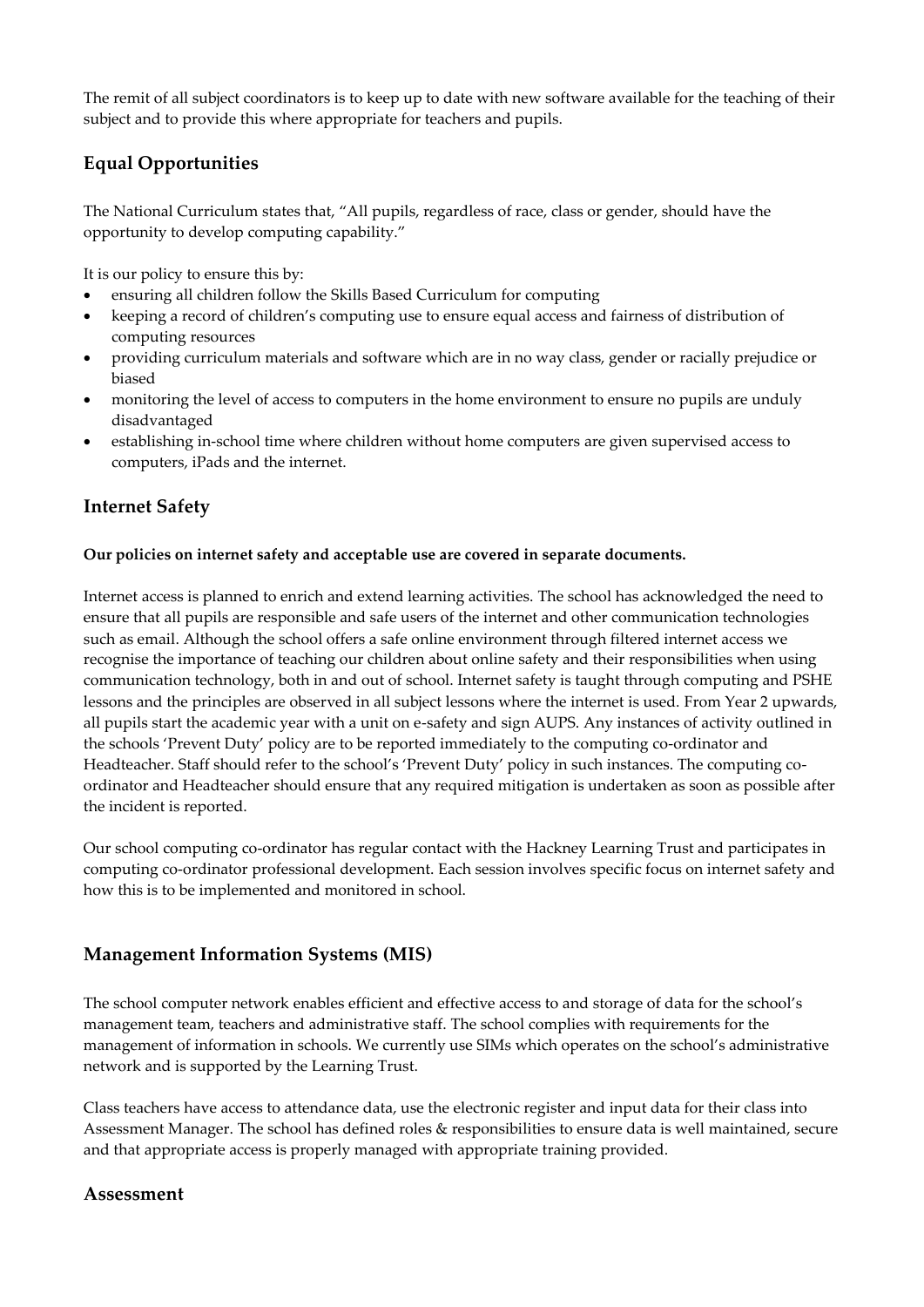The remit of all subject coordinators is to keep up to date with new software available for the teaching of their subject and to provide this where appropriate for teachers and pupils.

## Equal Opportunities

The National Curriculum states that, "All pupils, regardless of race, class or gender, should have the opportunity to develop computing capability."

It is our policy to ensure this by:

- ensuring all children follow the Skills Based Curriculum for computing
- keeping a record of children's computing use to ensure equal access and fairness of distribution of computing resources
- providing curriculum materials and software which are in no way class, gender or racially prejudice or biased
- monitoring the level of access to computers in the home environment to ensure no pupils are unduly disadvantaged
- establishing in-school time where children without home computers are given supervised access to computers, iPads and the internet.

## Internet Safety

**Our policies on internet safety and acceptable use are covered in separate documents.**

Internet access is planned to enrich and extend learning activities. The school has acknowledged the need to ensure that all pupils are responsible and safe users of the internet and other communication technologies such as email. Although the school offers a safe online environment through filtered internet access we recognise the importance of teaching our children about online safety and their responsibilities when using communication technology, both in and out of school. Internet safety is taught through computing and PSHE lessons and the principles are observed in all subject lessons where the internet is used. From Year 2 upwards, all pupils start the academic year with a unit on e-safety and sign AUPS. Any instances of activity outlined in the schools 'Prevent Duty' policy are to be reported immediately to the computing co-ordinator and Headteacher. Staff should refer to the school's 'Prevent Duty' policy in such instances. The computing co-ordinator and Headteacher should ensure that any required mitigation is undertaken as soon as possible after the incident is reported.

Our school computing co-ordinator has regular contact with the Hackney Learning Trust and participates in computing co-ordinator professional development. Each session involves specific focus on internet safety and how this is to be implemented and monitored in school.

## Management Information Systems (MIS)

The school computer network enables efficient and effective access to and storage of data for the school's management team, teachers and administrative staff. The school complies with requirements for the management of information in schools. We currently use SIMs which operates on the school's administrative network and is supported by the Learning Trust.

Class teachers have access to attendance data, use the electronic register and input data for their class into Assessment Manager. The school has defined roles & responsibilities to ensure data is well maintained, secure and that appropriate access is properly managed with appropriate training provided.

## Assessment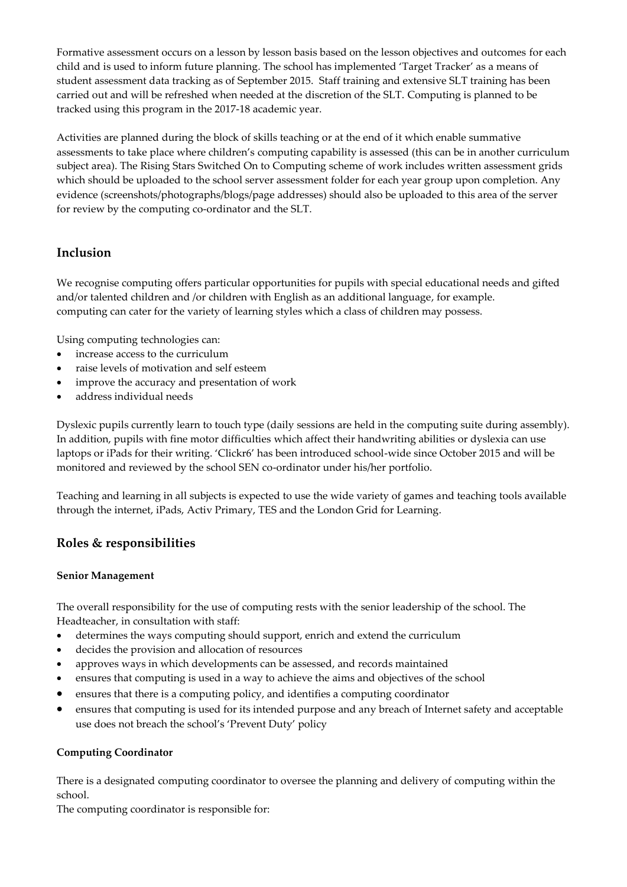Formative assessment occurs on a lesson by lesson basis based on the lesson objectives and outcomes for each child and is used to inform future planning. The school has implemented 'Target Tracker' as a means of student assessment data tracking as of September 2015. Staff training and extensive SLT training has been carried out and will be refreshed when needed at the discretion of the SLT. Computing is planned to be tracked using this program in the 2017-18 academic year.

Activities are planned during the block of skills teaching or at the end of it which enable summative assessments to take place where children's computing capability is assessed (this can be in another curriculum subject area). The Rising Stars Switched On to Computing scheme of work includes written assessment grids which should be uploaded to the school server assessment folder for each year group upon completion. Any evidence (screenshots/photographs/blogs/page addresses) should also be uploaded to this area of the server for review by the computing co-ordinator and the SLT.

## Inclusion

We recognise computing offers particular opportunities for pupils with special educational needs and gifted and/or talented children and /or children with English as an additional language, for example.
computing can cater for the variety of learning styles which a class of children may possess.

Using computing technologies can:

- increase access to the curriculum
- raise levels of motivation and self esteem
- improve the accuracy and presentation of work
- address individual needs

Dyslexic pupils currently learn to touch type (daily sessions are held in the computing suite during assembly). In addition, pupils with fine motor difficulties which affect their handwriting abilities or dyslexia can use laptops or iPads for their writing. 'Clickr6' has been introduced school-wide since October 2015 and will be monitored and reviewed by the school SEN co-ordinator under his/her portfolio.

Teaching and learning in all subjects is expected to use the wide variety of games and teaching tools available through the internet, iPads, Activ Primary, TES and the London Grid for Learning.

## Roles & responsibilities

### Senior Management

The overall responsibility for the use of computing rests with the senior leadership of the school. The Headteacher, in consultation with staff:

- determines the ways computing should support, enrich and extend the curriculum
- decides the provision and allocation of resources
- approves ways in which developments can be assessed, and records maintained
- ensures that computing is used in a way to achieve the aims and objectives of the school
- ensures that there is a computing policy, and identifies a computing coordinator
- ensures that computing is used for its intended purpose and any breach of Internet safety and acceptable use does not breach the school's 'Prevent Duty' policy

### Computing Coordinator

There is a designated computing coordinator to oversee the planning and delivery of computing within the school.
The computing coordinator is responsible for: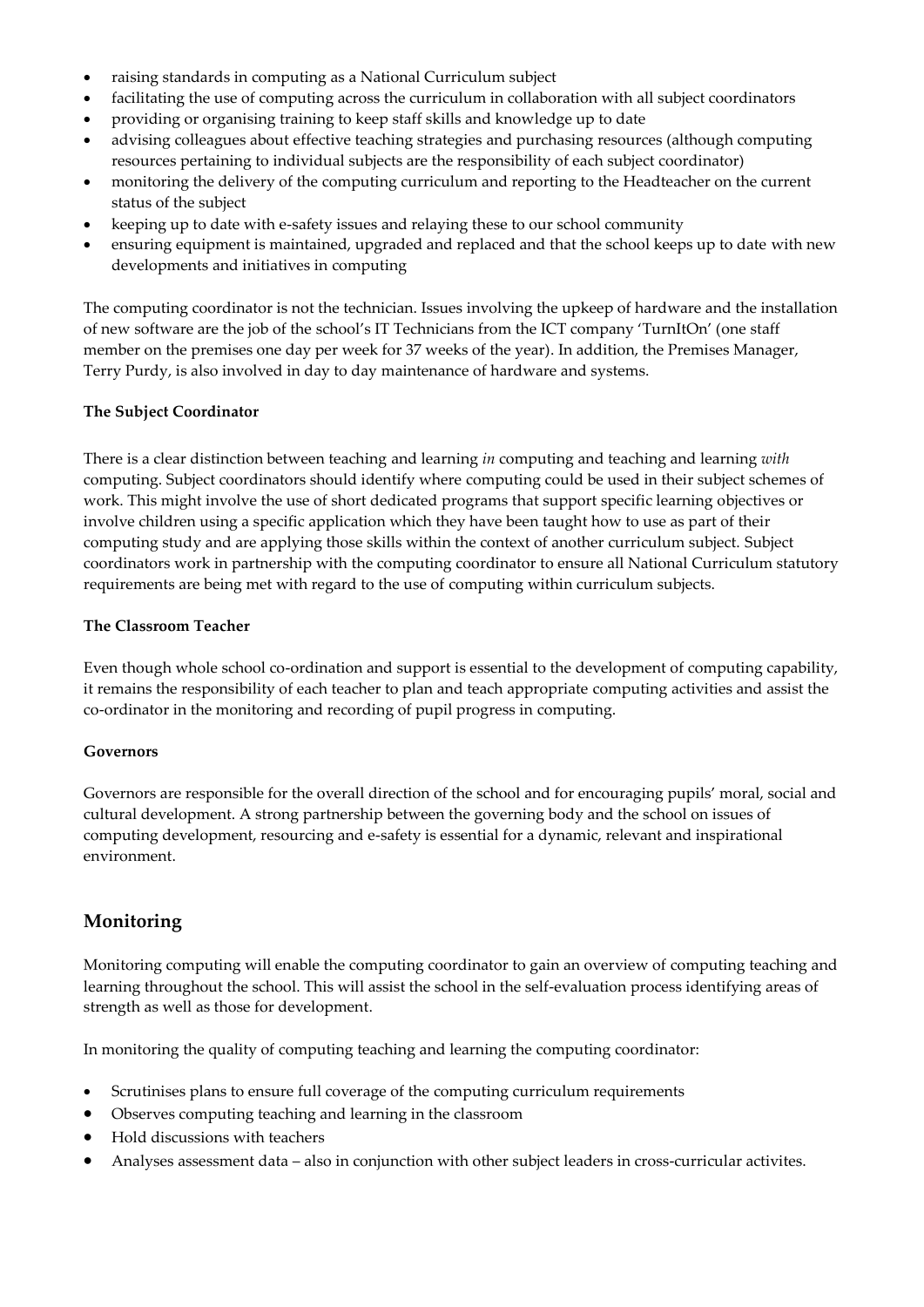- raising standards in computing as a National Curriculum subject
- facilitating the use of computing across the curriculum in collaboration with all subject coordinators
- providing or organising training to keep staff skills and knowledge up to date
- advising colleagues about effective teaching strategies and purchasing resources (although computing resources pertaining to individual subjects are the responsibility of each subject coordinator)
- monitoring the delivery of the computing curriculum and reporting to the Headteacher on the current status of the subject
- keeping up to date with e-safety issues and relaying these to our school community
- ensuring equipment is maintained, upgraded and replaced and that the school keeps up to date with new developments and initiatives in computing

The computing coordinator is not the technician. Issues involving the upkeep of hardware and the installation of new software are the job of the school's IT Technicians from the ICT company 'TurnItOn' (one staff member on the premises one day per week for 37 weeks of the year). In addition, the Premises Manager, Terry Purdy, is also involved in day to day maintenance of hardware and systems.

**The Subject Coordinator**

There is a clear distinction between teaching and learning *in* computing and teaching and learning *with* computing. Subject coordinators should identify where computing could be used in their subject schemes of work. This might involve the use of short dedicated programs that support specific learning objectives or involve children using a specific application which they have been taught how to use as part of their computing study and are applying those skills within the context of another curriculum subject. Subject coordinators work in partnership with the computing coordinator to ensure all National Curriculum statutory requirements are being met with regard to the use of computing within curriculum subjects.

**The Classroom Teacher**

Even though whole school co-ordination and support is essential to the development of computing capability, it remains the responsibility of each teacher to plan and teach appropriate computing activities and assist the co-ordinator in the monitoring and recording of pupil progress in computing.

**Governors**

Governors are responsible for the overall direction of the school and for encouraging pupils' moral, social and cultural development. A strong partnership between the governing body and the school on issues of computing development, resourcing and e-safety is essential for a dynamic, relevant and inspirational environment.

## Monitoring

Monitoring computing will enable the computing coordinator to gain an overview of computing teaching and learning throughout the school. This will assist the school in the self-evaluation process identifying areas of strength as well as those for development.

In monitoring the quality of computing teaching and learning the computing coordinator:

- Scrutinises plans to ensure full coverage of the computing curriculum requirements
- Observes computing teaching and learning in the classroom
- Hold discussions with teachers
- Analyses assessment data – also in conjunction with other subject leaders in cross-curricular activites.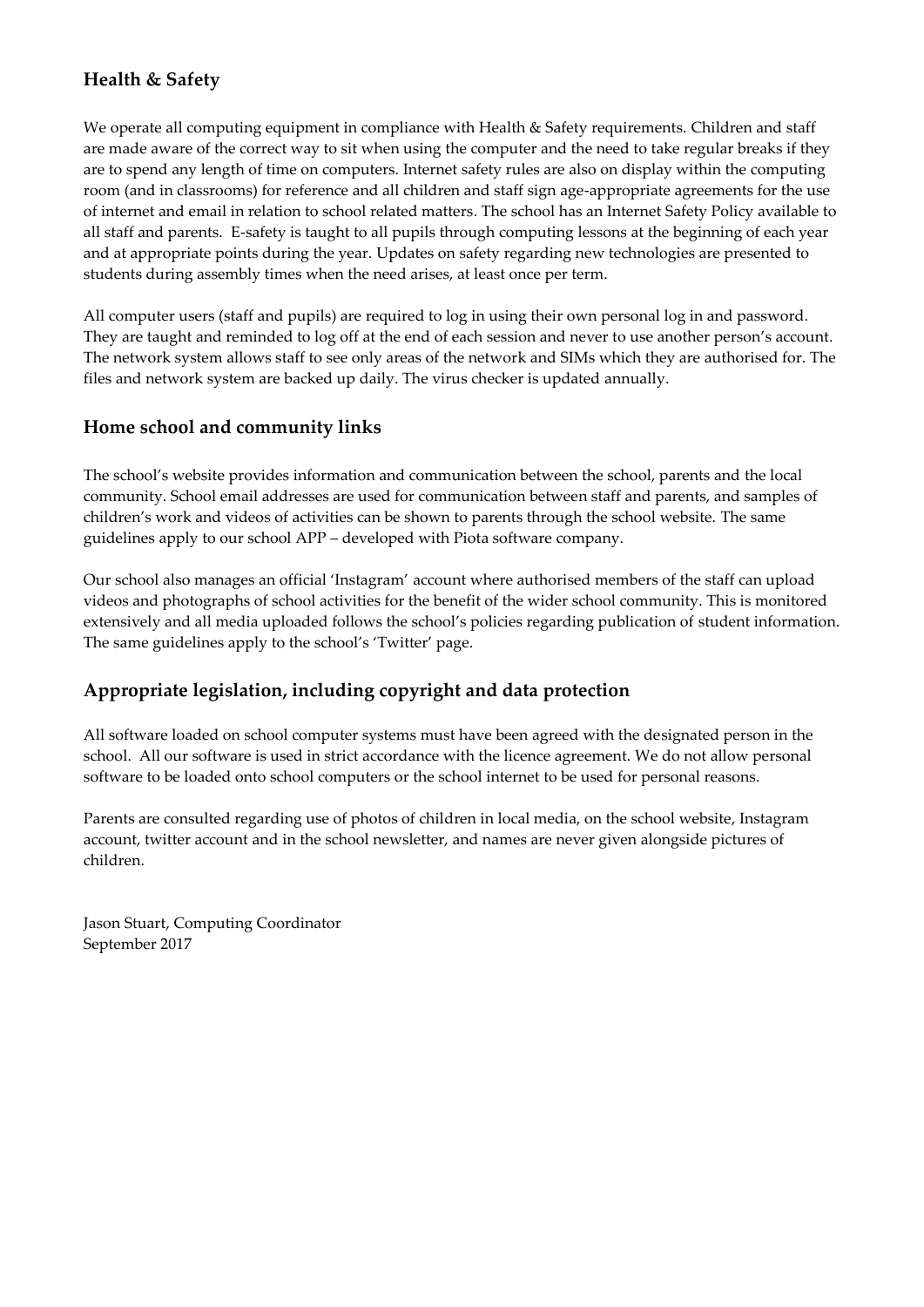## Health & Safety

We operate all computing equipment in compliance with Health & Safety requirements. Children and staff are made aware of the correct way to sit when using the computer and the need to take regular breaks if they are to spend any length of time on computers. Internet safety rules are also on display within the computing room (and in classrooms) for reference and all children and staff sign age-appropriate agreements for the use of internet and email in relation to school related matters. The school has an Internet Safety Policy available to all staff and parents. E-safety is taught to all pupils through computing lessons at the beginning of each year and at appropriate points during the year. Updates on safety regarding new technologies are presented to students during assembly times when the need arises, at least once per term.

All computer users (staff and pupils) are required to log in using their own personal log in and password. They are taught and reminded to log off at the end of each session and never to use another person's account. The network system allows staff to see only areas of the network and SIMs which they are authorised for. The files and network system are backed up daily. The virus checker is updated annually.

## Home school and community links

The school's website provides information and communication between the school, parents and the local community. School email addresses are used for communication between staff and parents, and samples of children's work and videos of activities can be shown to parents through the school website. The same guidelines apply to our school APP – developed with Piota software company.

Our school also manages an official 'Instagram' account where authorised members of the staff can upload videos and photographs of school activities for the benefit of the wider school community. This is monitored extensively and all media uploaded follows the school's policies regarding publication of student information. The same guidelines apply to the school's 'Twitter' page.

## Appropriate legislation, including copyright and data protection

All software loaded on school computer systems must have been agreed with the designated person in the school. All our software is used in strict accordance with the licence agreement. We do not allow personal software to be loaded onto school computers or the school internet to be used for personal reasons.

Parents are consulted regarding use of photos of children in local media, on the school website, Instagram account, twitter account and in the school newsletter, and names are never given alongside pictures of children.

Jason Stuart, Computing Coordinator
September 2017